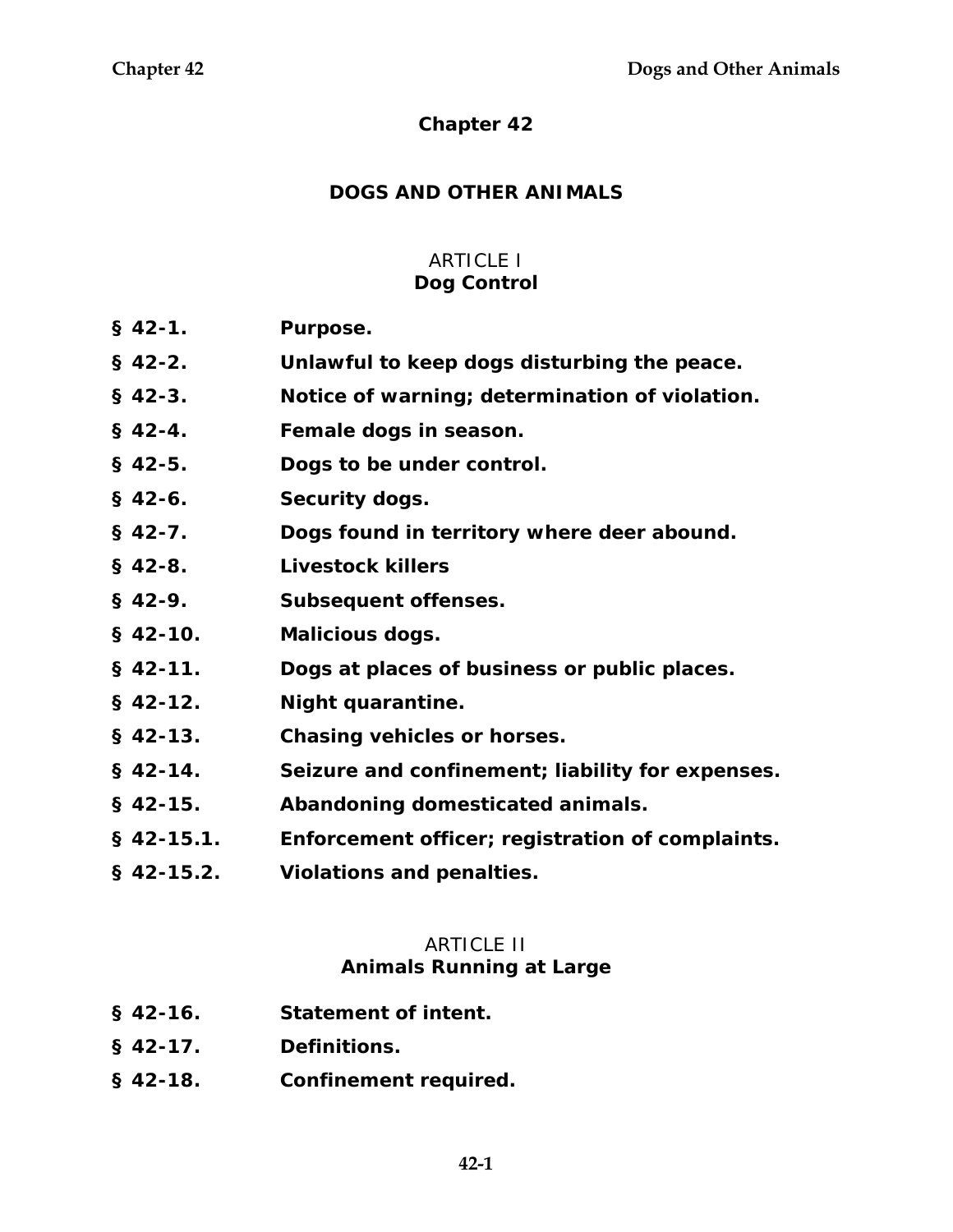# Chapter 42

## DOGS AND OTHER ANIMALS

### ARTICLE I
### Dog Control

**§ 42-1.** **Purpose.**

**§ 42-2.** **Unlawful to keep dogs disturbing the peace.**

**§ 42-3.** **Notice of warning; determination of violation.**

**§ 42-4.** **Female dogs in season.**

**§ 42-5.** **Dogs to be under control.**

**§ 42-6.** **Security dogs.**

**§ 42-7.** **Dogs found in territory where deer abound.**

**§ 42-8.** **Livestock killers**

**§ 42-9.** **Subsequent offenses.**

**§ 42-10.** **Malicious dogs.**

**§ 42-11.** **Dogs at places of business or public places.**

**§ 42-12.** **Night quarantine.**

**§ 42-13.** **Chasing vehicles or horses.**

**§ 42-14.** **Seizure and confinement; liability for expenses.**

**§ 42-15.** **Abandoning domesticated animals.**

**§ 42-15.1.** **Enforcement officer; registration of complaints.**

**§ 42-15.2.** **Violations and penalties.**

### ARTICLE II
### Animals Running at Large

**§ 42-16.** **Statement of intent.**

**§ 42-17.** **Definitions.**

**§ 42-18.** **Confinement required.**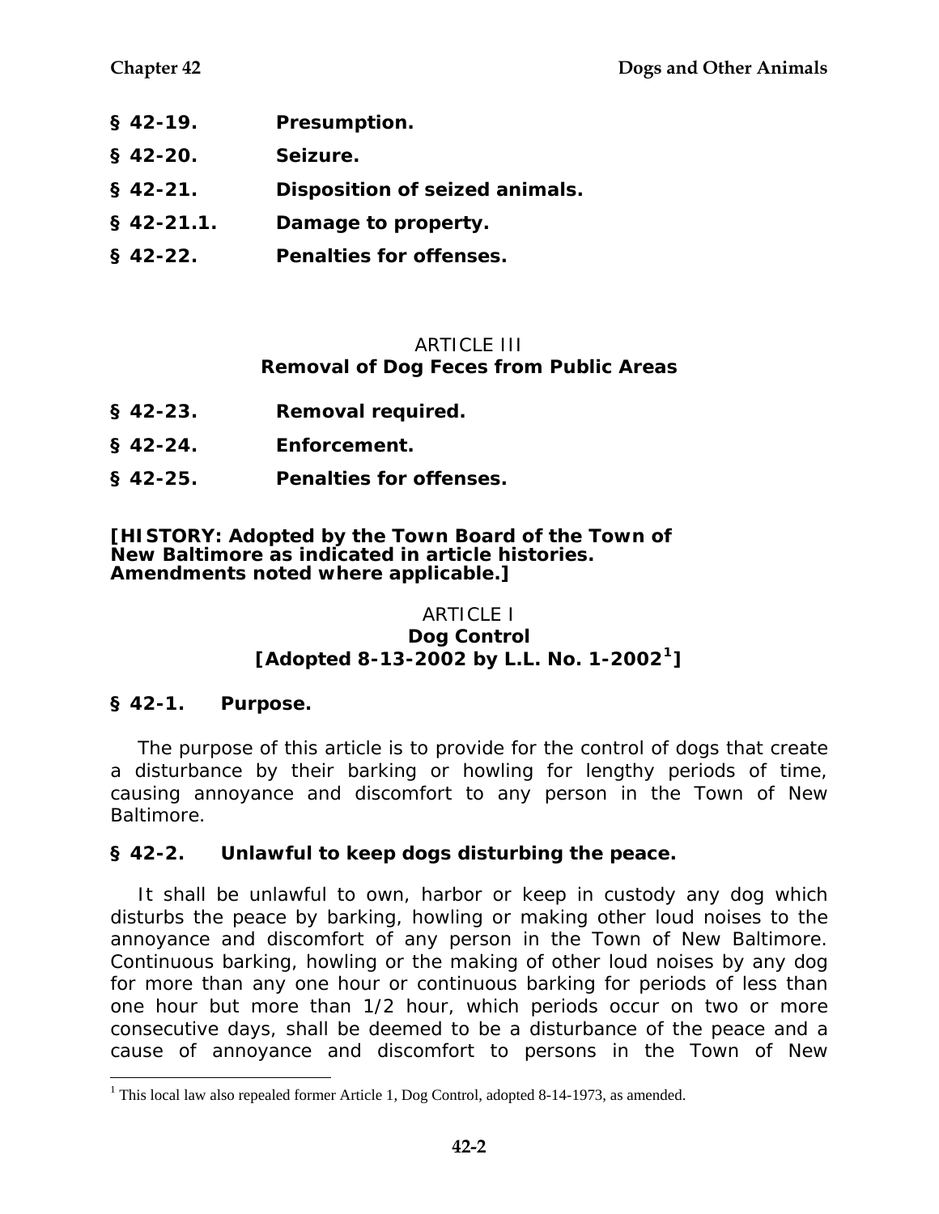§ 42-19. Presumption.

§ 42-20. Seizure.

§ 42-21. Disposition of seized animals.

§ 42-21.1. Damage to property.

§ 42-22. Penalties for offenses.

## ARTICLE III
## Removal of Dog Feces from Public Areas

§ 42-23. Removal required.

§ 42-24. Enforcement.

§ 42-25. Penalties for offenses.

**[HISTORY: Adopted by the Town Board of the Town of New Baltimore as indicated in article histories. Amendments noted where applicable.]**

## ARTICLE I
## Dog Control
## [Adopted 8-13-2002 by L.L. No. 1-2002[1]]

### § 42-1. Purpose.

The purpose of this article is to provide for the control of dogs that create a disturbance by their barking or howling for lengthy periods of time, causing annoyance and discomfort to any person in the Town of New Baltimore.

### § 42-2. Unlawful to keep dogs disturbing the peace.

It shall be unlawful to own, harbor or keep in custody any dog which disturbs the peace by barking, howling or making other loud noises to the annoyance and discomfort of any person in the Town of New Baltimore. Continuous barking, howling or the making of other loud noises by any dog for more than any one hour or continuous barking for periods of less than one hour but more than 1/2 hour, which periods occur on two or more consecutive days, shall be deemed to be a disturbance of the peace and a cause of annoyance and discomfort to persons in the Town of New

[1] This local law also repealed former Article 1, Dog Control, adopted 8-14-1973, as amended.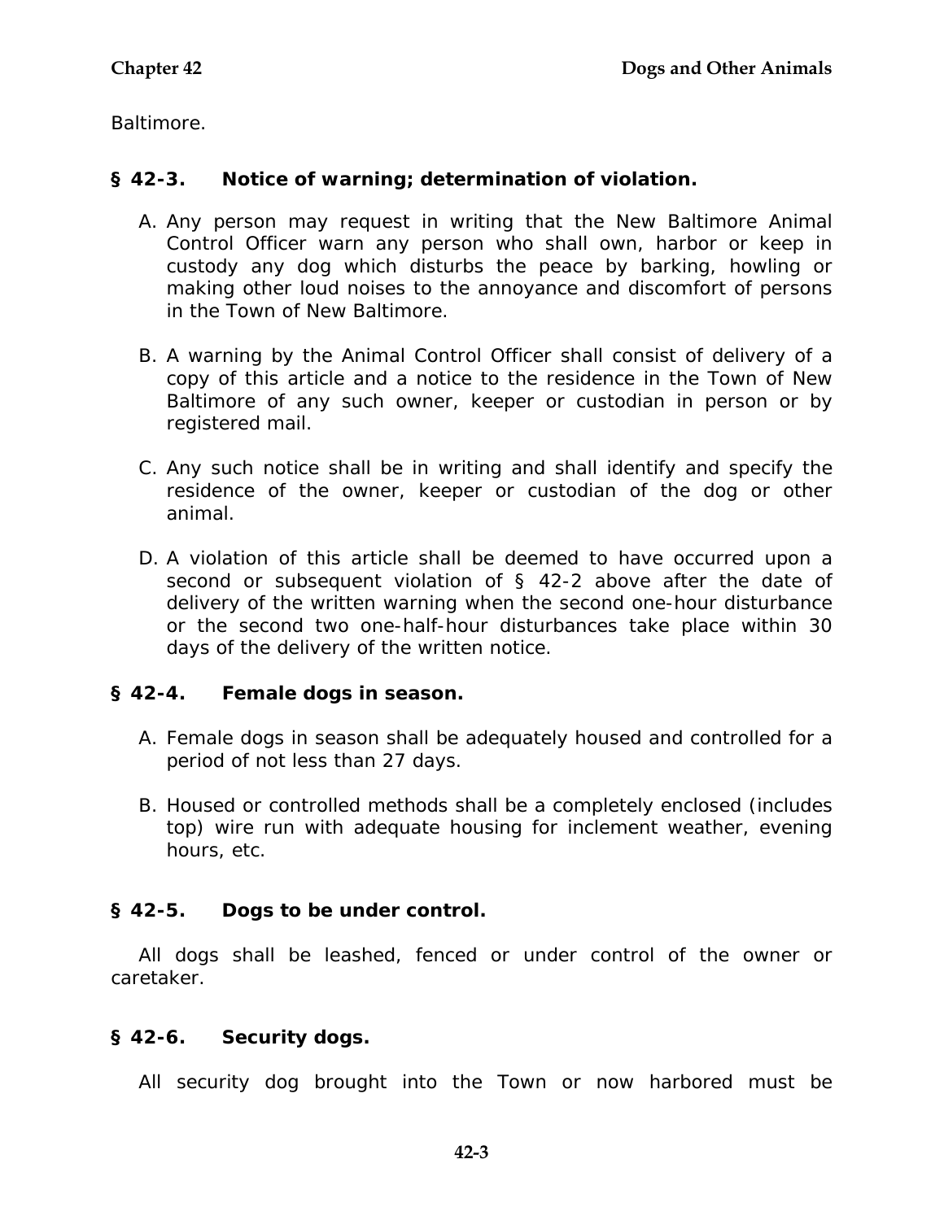Baltimore.

### § 42-3. Notice of warning; determination of violation.

A. Any person may request in writing that the New Baltimore Animal Control Officer warn any person who shall own, harbor or keep in custody any dog which disturbs the peace by barking, howling or making other loud noises to the annoyance and discomfort of persons in the Town of New Baltimore.

B. A warning by the Animal Control Officer shall consist of delivery of a copy of this article and a notice to the residence in the Town of New Baltimore of any such owner, keeper or custodian in person or by registered mail.

C. Any such notice shall be in writing and shall identify and specify the residence of the owner, keeper or custodian of the dog or other animal.

D. A violation of this article shall be deemed to have occurred upon a second or subsequent violation of § 42-2 above after the date of delivery of the written warning when the second one-hour disturbance or the second two one-half-hour disturbances take place within 30 days of the delivery of the written notice.

### § 42-4. Female dogs in season.

A. Female dogs in season shall be adequately housed and controlled for a period of not less than 27 days.

B. Housed or controlled methods shall be a completely enclosed (includes top) wire run with adequate housing for inclement weather, evening hours, etc.

### § 42-5. Dogs to be under control.

All dogs shall be leashed, fenced or under control of the owner or caretaker.

### § 42-6. Security dogs.

All security dog brought into the Town or now harbored must be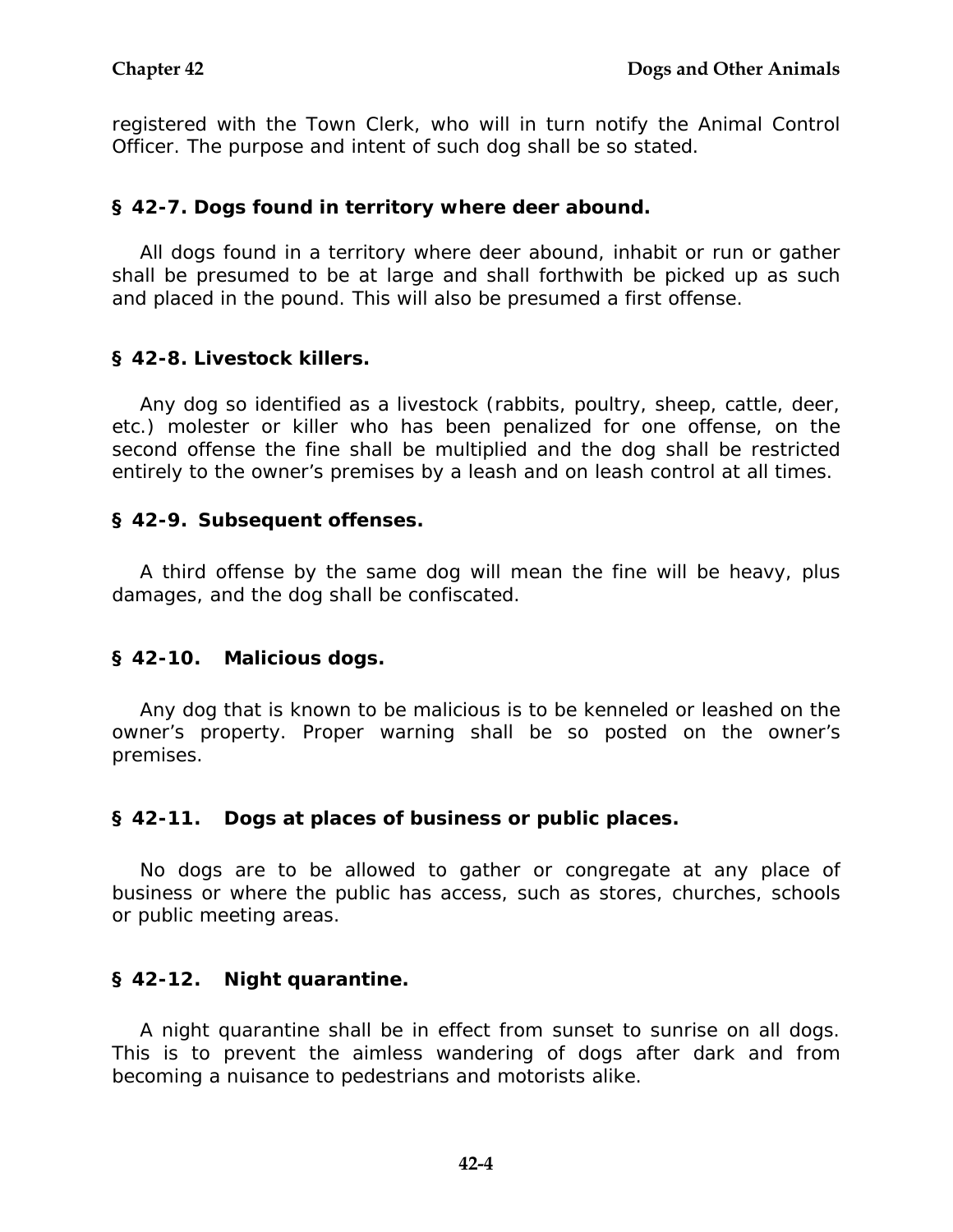registered with the Town Clerk, who will in turn notify the Animal Control Officer. The purpose and intent of such dog shall be so stated.

### § 42-7. Dogs found in territory where deer abound.

All dogs found in a territory where deer abound, inhabit or run or gather shall be presumed to be at large and shall forthwith be picked up as such and placed in the pound. This will also be presumed a first offense.

### § 42-8. Livestock killers.

Any dog so identified as a livestock (rabbits, poultry, sheep, cattle, deer, etc.) molester or killer who has been penalized for one offense, on the second offense the fine shall be multiplied and the dog shall be restricted entirely to the owner's premises by a leash and on leash control at all times.

### § 42-9. Subsequent offenses.

A third offense by the same dog will mean the fine will be heavy, plus damages, and the dog shall be confiscated.

### § 42-10. Malicious dogs.

Any dog that is known to be malicious is to be kenneled or leashed on the owner's property. Proper warning shall be so posted on the owner's premises.

### § 42-11. Dogs at places of business or public places.

No dogs are to be allowed to gather or congregate at any place of business or where the public has access, such as stores, churches, schools or public meeting areas.

### § 42-12. Night quarantine.

A night quarantine shall be in effect from sunset to sunrise on all dogs. This is to prevent the aimless wandering of dogs after dark and from becoming a nuisance to pedestrians and motorists alike.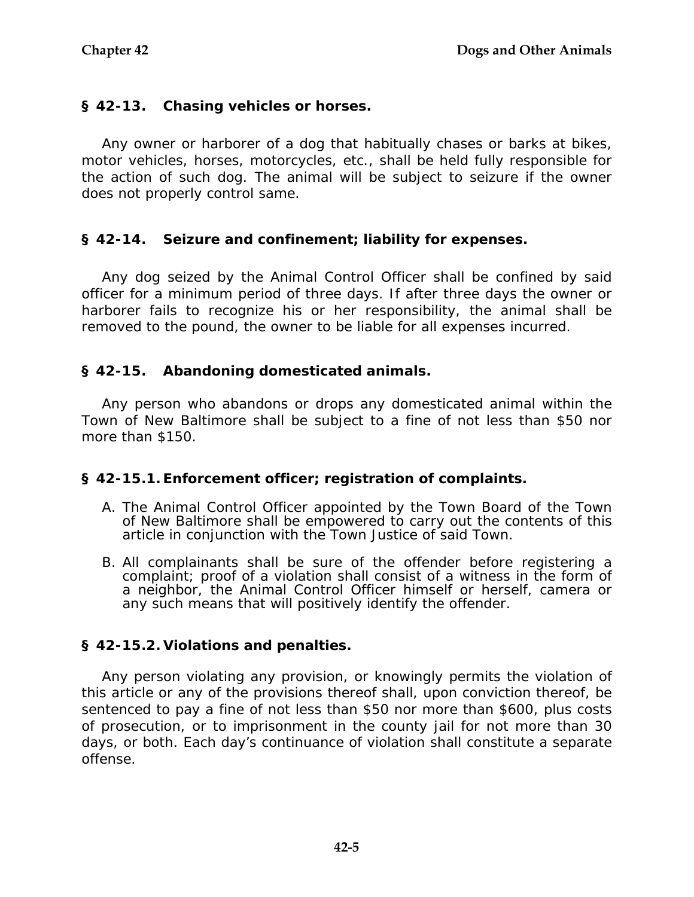## § 42-13. Chasing vehicles or horses.

Any owner or harborer of a dog that habitually chases or barks at bikes, motor vehicles, horses, motorcycles, etc., shall be held fully responsible for the action of such dog. The animal will be subject to seizure if the owner does not properly control same.

## § 42-14. Seizure and confinement; liability for expenses.

Any dog seized by the Animal Control Officer shall be confined by said officer for a minimum period of three days. If after three days the owner or harborer fails to recognize his or her responsibility, the animal shall be removed to the pound, the owner to be liable for all expenses incurred.

## § 42-15. Abandoning domesticated animals.

Any person who abandons or drops any domesticated animal within the Town of New Baltimore shall be subject to a fine of not less than $50 nor more than $150.

## § 42-15.1. Enforcement officer; registration of complaints.

A. The Animal Control Officer appointed by the Town Board of the Town of New Baltimore shall be empowered to carry out the contents of this article in conjunction with the Town Justice of said Town.

B. All complainants shall be sure of the offender before registering a complaint; proof of a violation shall consist of a witness in the form of a neighbor, the Animal Control Officer himself or herself, camera or any such means that will positively identify the offender.

## § 42-15.2. Violations and penalties.

Any person violating any provision, or knowingly permits the violation of this article or any of the provisions thereof shall, upon conviction thereof, be sentenced to pay a fine of not less than $50 nor more than $600, plus costs of prosecution, or to imprisonment in the county jail for not more than 30 days, or both. Each day's continuance of violation shall constitute a separate offense.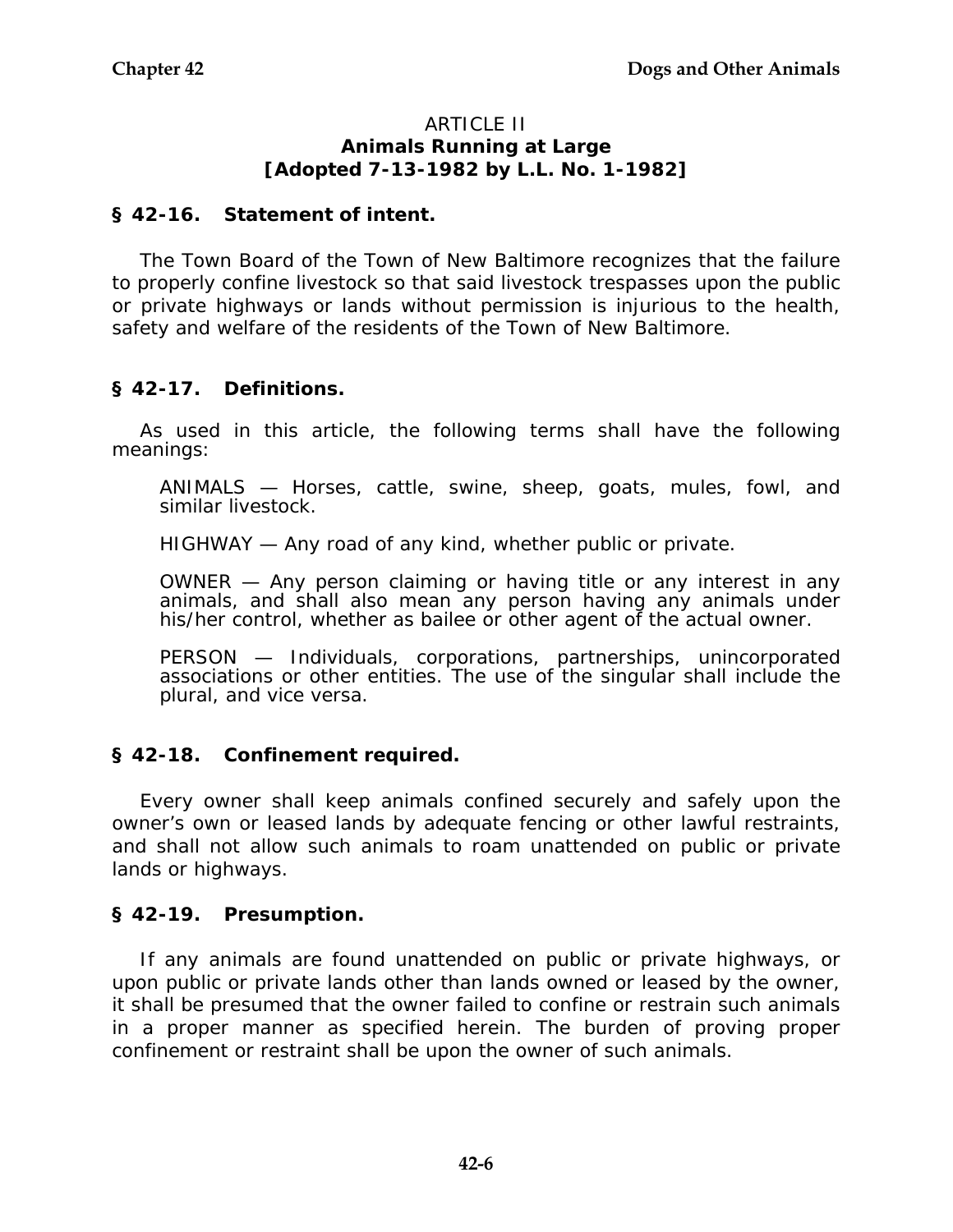## ARTICLE II
## Animals Running at Large
## [Adopted 7-13-1982 by L.L. No. 1-1982]

### § 42-16. Statement of intent.

The Town Board of the Town of New Baltimore recognizes that the failure to properly confine livestock so that said livestock trespasses upon the public or private highways or lands without permission is injurious to the health, safety and welfare of the residents of the Town of New Baltimore.

### § 42-17. Definitions.

As used in this article, the following terms shall have the following meanings:

ANIMALS — Horses, cattle, swine, sheep, goats, mules, fowl, and similar livestock.

HIGHWAY — Any road of any kind, whether public or private.

OWNER — Any person claiming or having title or any interest in any animals, and shall also mean any person having any animals under his/her control, whether as bailee or other agent of the actual owner.

PERSON — Individuals, corporations, partnerships, unincorporated associations or other entities. The use of the singular shall include the plural, and vice versa.

### § 42-18. Confinement required.

Every owner shall keep animals confined securely and safely upon the owner's own or leased lands by adequate fencing or other lawful restraints, and shall not allow such animals to roam unattended on public or private lands or highways.

### § 42-19. Presumption.

If any animals are found unattended on public or private highways, or upon public or private lands other than lands owned or leased by the owner, it shall be presumed that the owner failed to confine or restrain such animals in a proper manner as specified herein. The burden of proving proper confinement or restraint shall be upon the owner of such animals.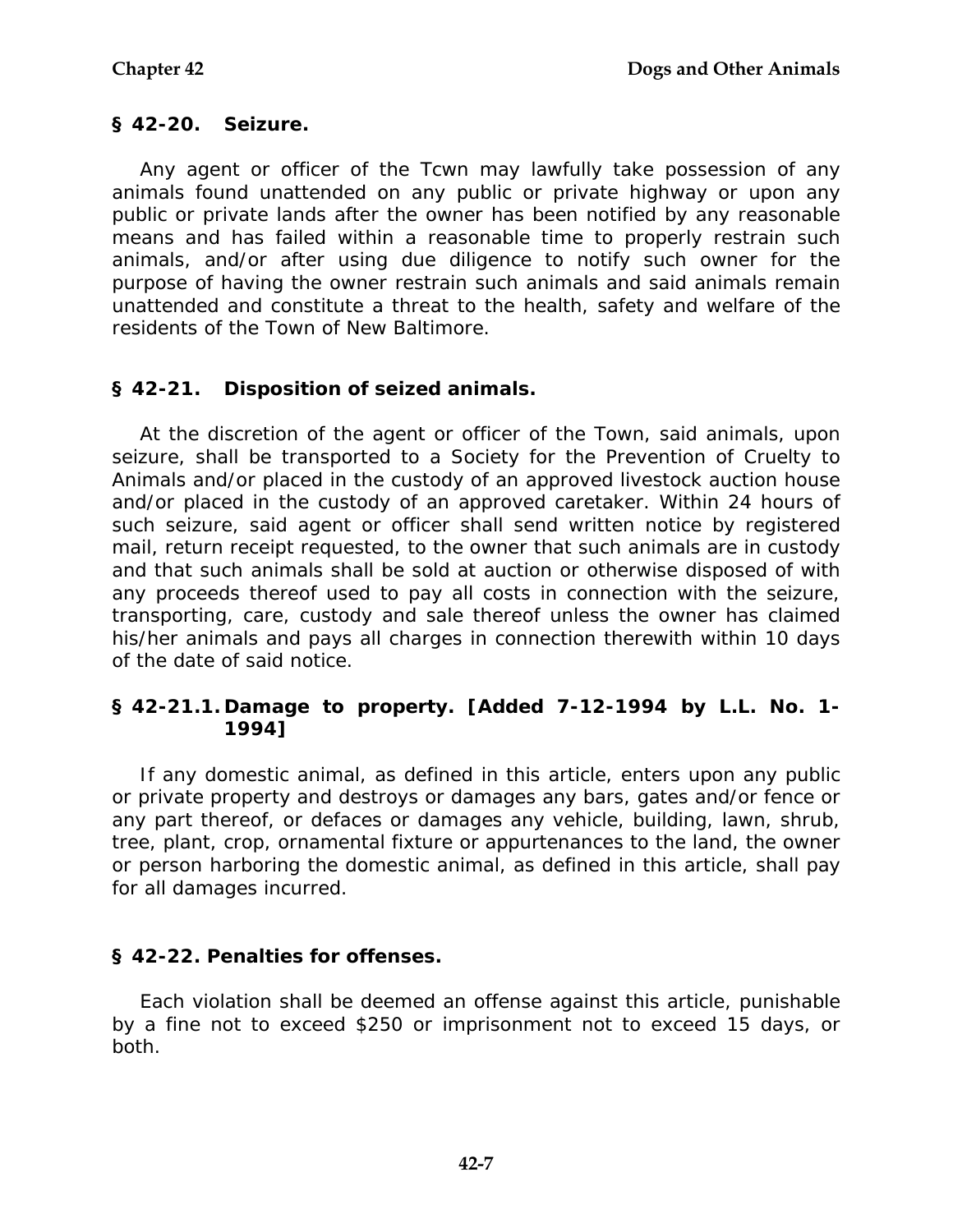## § 42-20. Seizure.

Any agent or officer of the Tcwn may lawfully take possession of any animals found unattended on any public or private highway or upon any public or private lands after the owner has been notified by any reasonable means and has failed within a reasonable time to properly restrain such animals, and/or after using due diligence to notify such owner for the purpose of having the owner restrain such animals and said animals remain unattended and constitute a threat to the health, safety and welfare of the residents of the Town of New Baltimore.

## § 42-21. Disposition of seized animals.

At the discretion of the agent or officer of the Town, said animals, upon seizure, shall be transported to a Society for the Prevention of Cruelty to Animals and/or placed in the custody of an approved livestock auction house and/or placed in the custody of an approved caretaker. Within 24 hours of such seizure, said agent or officer shall send written notice by registered mail, return receipt requested, to the owner that such animals are in custody and that such animals shall be sold at auction or otherwise disposed of with any proceeds thereof used to pay all costs in connection with the seizure, transporting, care, custody and sale thereof unless the owner has claimed his/her animals and pays all charges in connection therewith within 10 days of the date of said notice.

## § 42-21.1. Damage to property. [Added 7-12-1994 by L.L. No. 1-1994]

If any domestic animal, as defined in this article, enters upon any public or private property and destroys or damages any bars, gates and/or fence or any part thereof, or defaces or damages any vehicle, building, lawn, shrub, tree, plant, crop, ornamental fixture or appurtenances to the land, the owner or person harboring the domestic animal, as defined in this article, shall pay for all damages incurred.

## § 42-22. Penalties for offenses.

Each violation shall be deemed an offense against this article, punishable by a fine not to exceed $250 or imprisonment not to exceed 15 days, or both.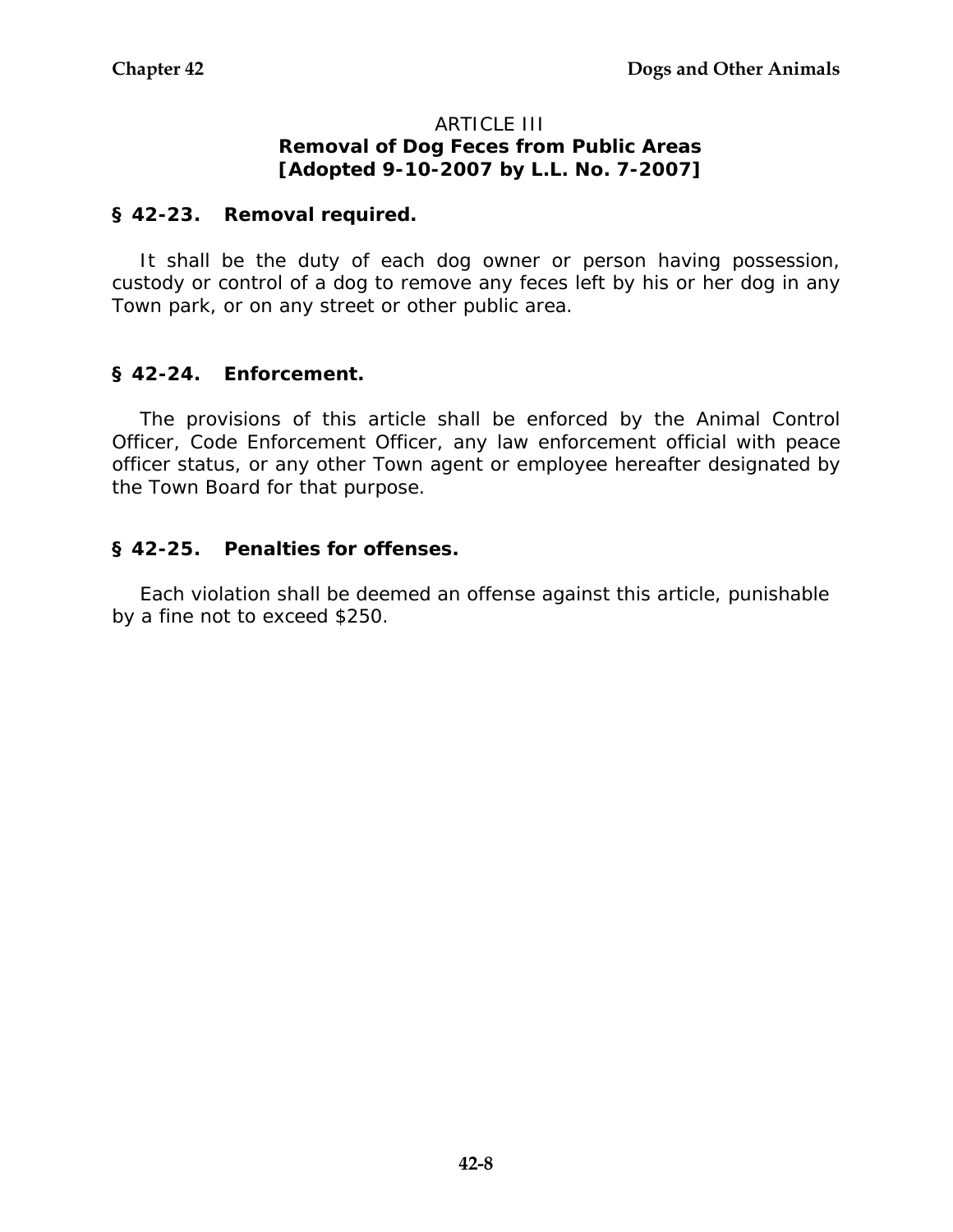## ARTICLE III
## Removal of Dog Feces from Public Areas
## [Adopted 9-10-2007 by L.L. No. 7-2007]

### § 42-23. Removal required.

It shall be the duty of each dog owner or person having possession, custody or control of a dog to remove any feces left by his or her dog in any Town park, or on any street or other public area.

### § 42-24. Enforcement.

The provisions of this article shall be enforced by the Animal Control Officer, Code Enforcement Officer, any law enforcement official with peace officer status, or any other Town agent or employee hereafter designated by the Town Board for that purpose.

### § 42-25. Penalties for offenses.

Each violation shall be deemed an offense against this article, punishable by a fine not to exceed $250.